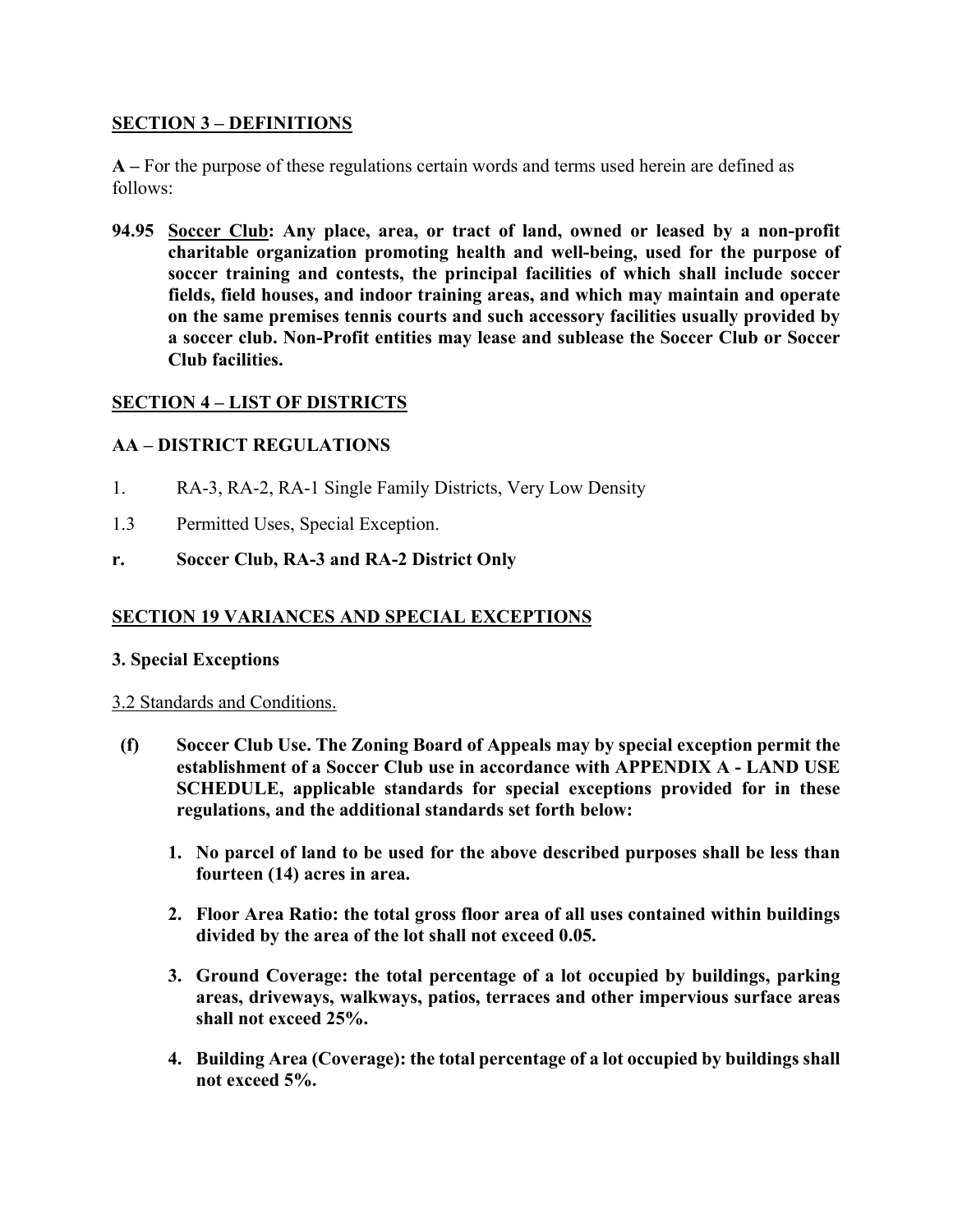## SECTION 3 – DEFINITIONS

**A –** For the purpose of these regulations certain words and terms used herein are defined as follows:

**94.95 Soccer Club: Any place, area, or tract of land, owned or leased by a non-profit charitable organization promoting health and well-being, used for the purpose of soccer training and contests, the principal facilities of which shall include soccer fields, field houses, and indoor training areas, and which may maintain and operate on the same premises tennis courts and such accessory facilities usually provided by a soccer club. Non-Profit entities may lease and sublease the Soccer Club or Soccer Club facilities.**

## SECTION 4 – LIST OF DISTRICTS

### AA – DISTRICT REGULATIONS

1. RA-3, RA-2, RA-1 Single Family Districts, Very Low Density

1.3 Permitted Uses, Special Exception.

**r. Soccer Club, RA-3 and RA-2 District Only**

## SECTION 19 VARIANCES AND SPECIAL EXCEPTIONS

### 3. Special Exceptions

3.2 Standards and Conditions.

**(f) Soccer Club Use. The Zoning Board of Appeals may by special exception permit the establishment of a Soccer Club use in accordance with APPENDIX A - LAND USE SCHEDULE, applicable standards for special exceptions provided for in these regulations, and the additional standards set forth below:**

1. **No parcel of land to be used for the above described purposes shall be less than fourteen (14) acres in area.**
2. **Floor Area Ratio: the total gross floor area of all uses contained within buildings divided by the area of the lot shall not exceed 0.05.**
3. **Ground Coverage: the total percentage of a lot occupied by buildings, parking areas, driveways, walkways, patios, terraces and other impervious surface areas shall not exceed 25%.**
4. **Building Area (Coverage): the total percentage of a lot occupied by buildings shall not exceed 5%.**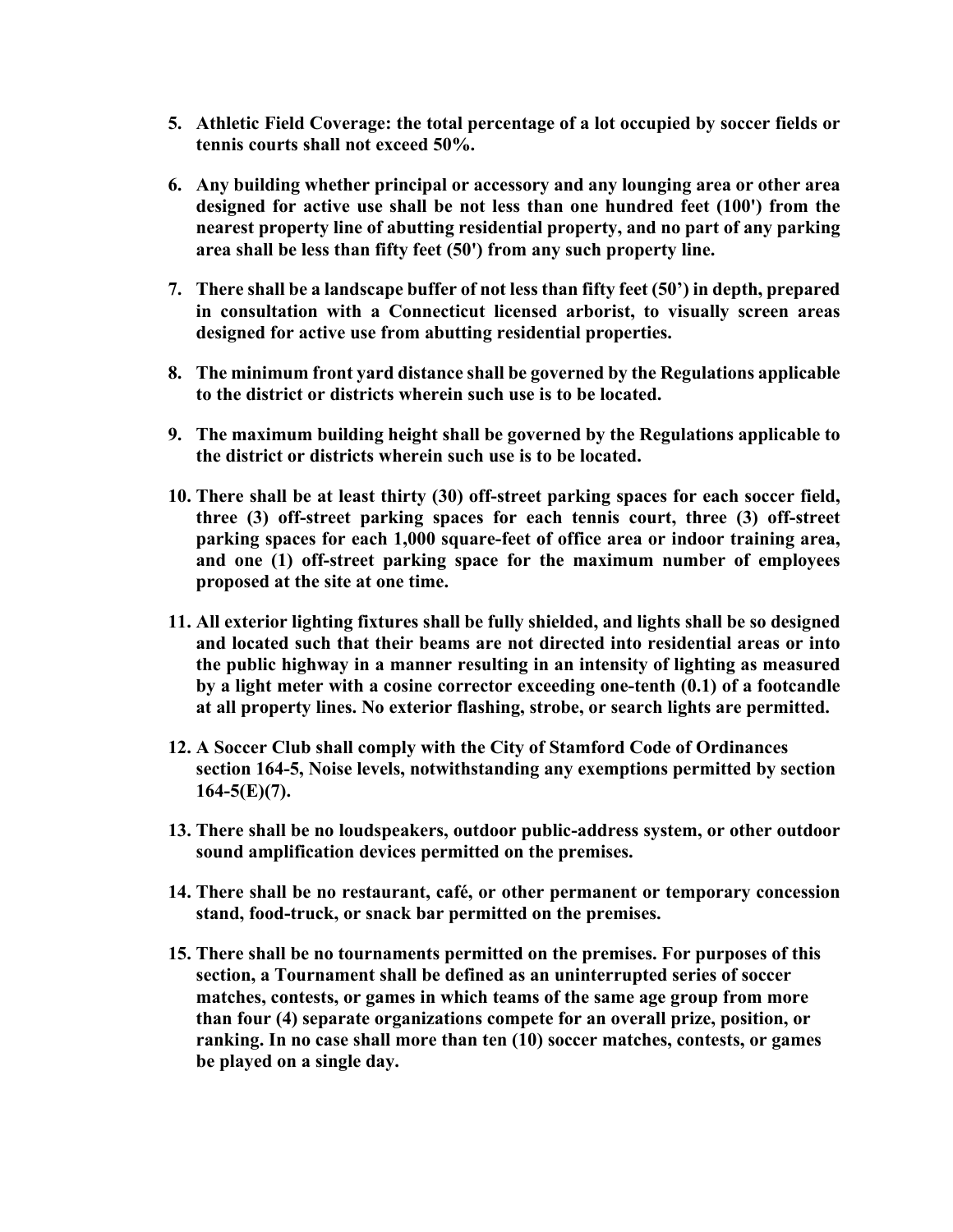5. **Athletic Field Coverage: the total percentage of a lot occupied by soccer fields or tennis courts shall not exceed 50%.**

6. **Any building whether principal or accessory and any lounging area or other area designed for active use shall be not less than one hundred feet (100') from the nearest property line of abutting residential property, and no part of any parking area shall be less than fifty feet (50') from any such property line.**

7. **There shall be a landscape buffer of not less than fifty feet (50') in depth, prepared in consultation with a Connecticut licensed arborist, to visually screen areas designed for active use from abutting residential properties.**

8. **The minimum front yard distance shall be governed by the Regulations applicable to the district or districts wherein such use is to be located.**

9. **The maximum building height shall be governed by the Regulations applicable to the district or districts wherein such use is to be located.**

10. **There shall be at least thirty (30) off-street parking spaces for each soccer field, three (3) off-street parking spaces for each tennis court, three (3) off-street parking spaces for each 1,000 square-feet of office area or indoor training area, and one (1) off-street parking space for the maximum number of employees proposed at the site at one time.**

11. **All exterior lighting fixtures shall be fully shielded, and lights shall be so designed and located such that their beams are not directed into residential areas or into the public highway in a manner resulting in an intensity of lighting as measured by a light meter with a cosine corrector exceeding one-tenth (0.1) of a footcandle at all property lines. No exterior flashing, strobe, or search lights are permitted.**

12. **A Soccer Club shall comply with the City of Stamford Code of Ordinances section 164-5, Noise levels, notwithstanding any exemptions permitted by section 164-5(E)(7).**

13. **There shall be no loudspeakers, outdoor public-address system, or other outdoor sound amplification devices permitted on the premises.**

14. **There shall be no restaurant, café, or other permanent or temporary concession stand, food-truck, or snack bar permitted on the premises.**

15. **There shall be no tournaments permitted on the premises. For purposes of this section, a Tournament shall be defined as an uninterrupted series of soccer matches, contests, or games in which teams of the same age group from more than four (4) separate organizations compete for an overall prize, position, or ranking. In no case shall more than ten (10) soccer matches, contests, or games be played on a single day.**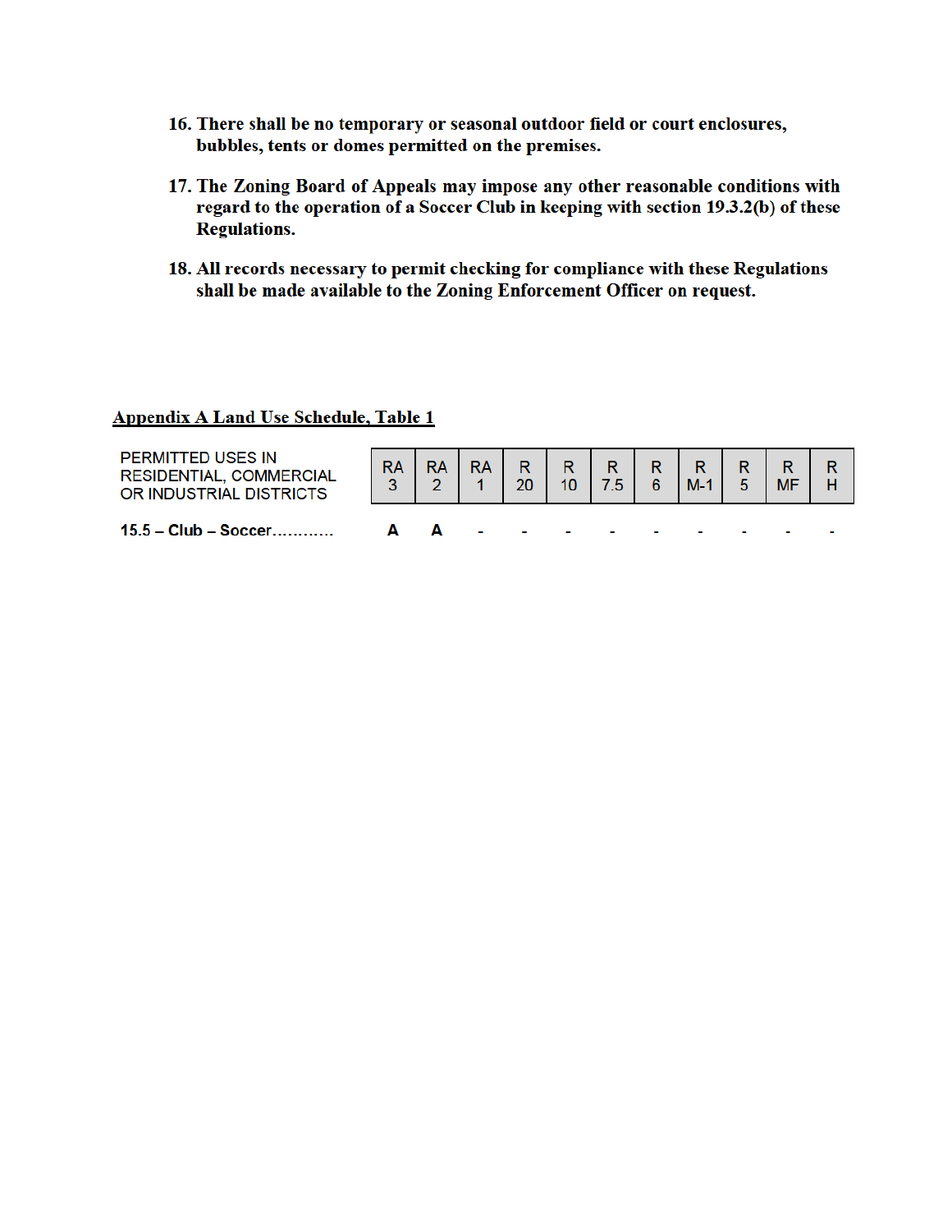16. **There shall be no temporary or seasonal outdoor field or court enclosures, bubbles, tents or domes permitted on the premises.**

17. **The Zoning Board of Appeals may impose any other reasonable conditions with regard to the operation of a Soccer Club in keeping with section 19.3.2(b) of these Regulations.**

18. **All records necessary to permit checking for compliance with these Regulations shall be made available to the Zoning Enforcement Officer on request.**

**Appendix A Land Use Schedule, Table 1**

| PERMITTED USES IN RESIDENTIAL, COMMERCIAL OR INDUSTRIAL DISTRICTS | RA 3 | RA 2 | RA 1 | R 20 | R 10 | R 7.5 | R 6 | R M-1 | R 5 | R MF | R H |
|---|---|---|---|---|---|---|---|---|---|---|---|
| **15.5 – Club – Soccer…………** | **A** | **A** | - | - | - | - | - | - | - | - | - |